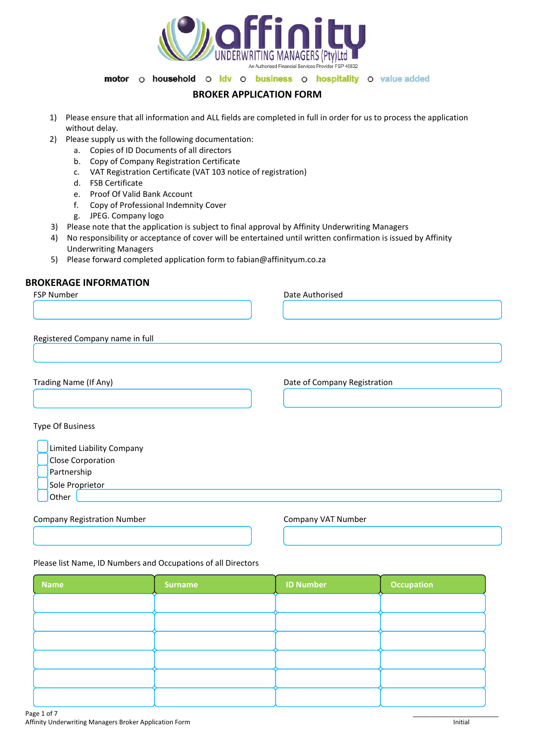# affinity

UNDERWRITING MANAGERS (Pty)Ltd

An Authorised Financial Services Provider FSP 40832

**motor** ○ **household** ○ **ldv** ○ **business** ○ **hospitality** ○ **value added**

## BROKER APPLICATION FORM

1) Please ensure that all information and ALL fields are completed in full in order for us to process the application without delay.
2) Please supply us with the following documentation:
    a. Copies of ID Documents of all directors
    b. Copy of Company Registration Certificate
    c. VAT Registration Certificate (VAT 103 notice of registration)
    d. FSB Certificate
    e. Proof Of Valid Bank Account
    f. Copy of Professional Indemnity Cover
    g. JPEG. Company logo
3) Please note that the application is subject to final approval by Affinity Underwriting Managers
4) No responsibility or acceptance of cover will be entertained until written confirmation is issued by Affinity Underwriting Managers
5) Please forward completed application form to fabian@affinityum.co.za

## BROKERAGE INFORMATION

FSP Number

Date Authorised

Registered Company name in full

Trading Name (If Any)

Date of Company Registration

Type Of Business

- ☐ Limited Liability Company
- ☐ Close Corporation
- ☐ Partnership
- ☐ Sole Proprietor
- ☐ Other

Company Registration Number

Company VAT Number

Please list Name, ID Numbers and Occupations of all Directors

| Name | Surname | ID Number | Occupation |
|---|---|---|---|
| | | | |
| | | | |
| | | | |
| | | | |
| | | | |
| | | | |

_______________________
Initial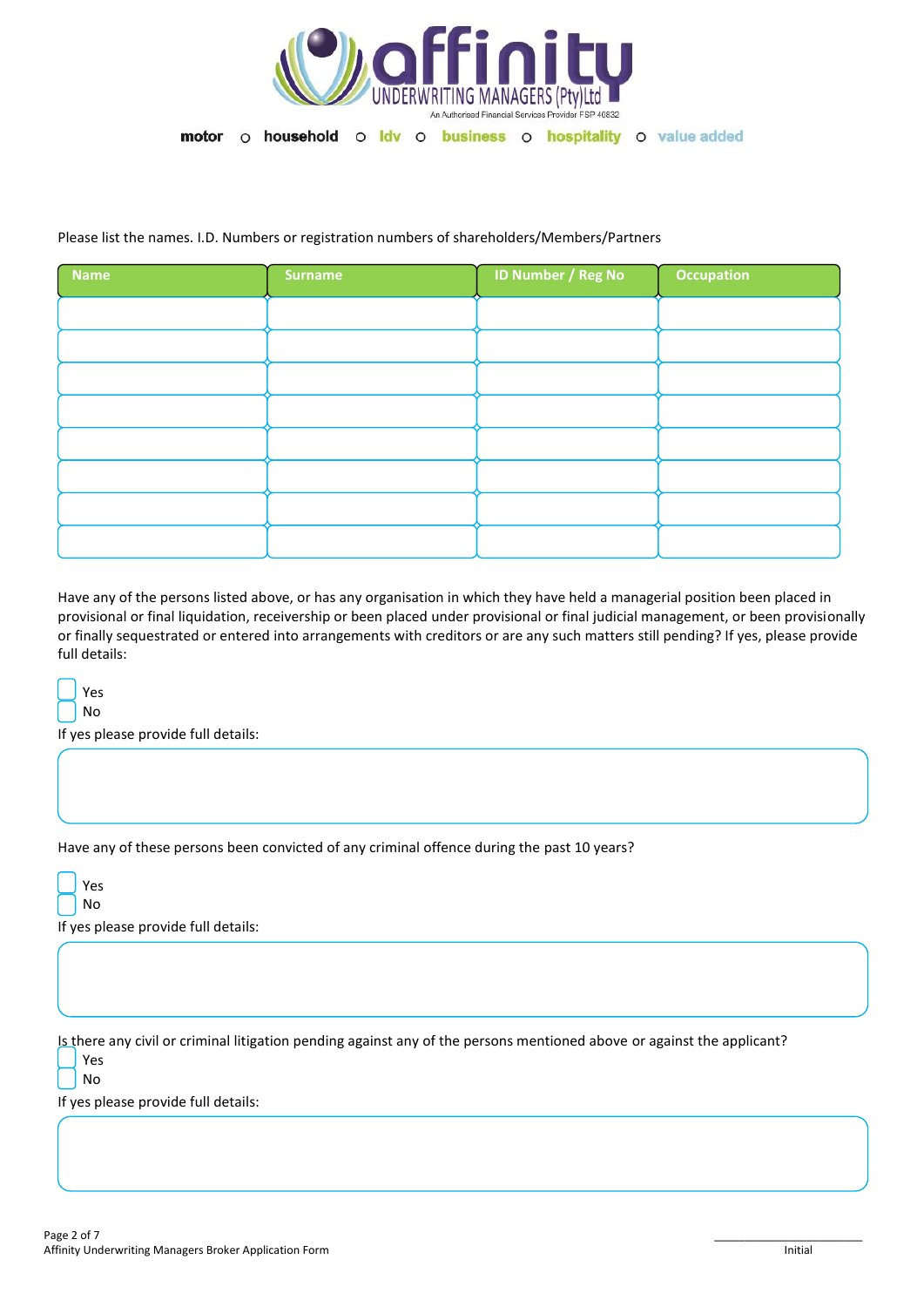Please list the names. I.D. Numbers or registration numbers of shareholders/Members/Partners

| Name | Surname | ID Number / Reg No | Occupation |
|---|---|---|---|
| | | | |
| | | | |
| | | | |
| | | | |
| | | | |
| | | | |
| | | | |
| | | | |

Have any of the persons listed above, or has any organisation in which they have held a managerial position been placed in provisional or final liquidation, receivership or been placed under provisional or final judicial management, or been provisionally or finally sequestrated or entered into arrangements with creditors or are any such matters still pending? If yes, please provide full details:

☐ Yes
☐ No

If yes please provide full details:

Have any of these persons been convicted of any criminal offence during the past 10 years?

☐ Yes
☐ No

If yes please provide full details:

Is there any civil or criminal litigation pending against any of the persons mentioned above or against the applicant?

☐ Yes
☐ No

If yes please provide full details:

_______________________
Initial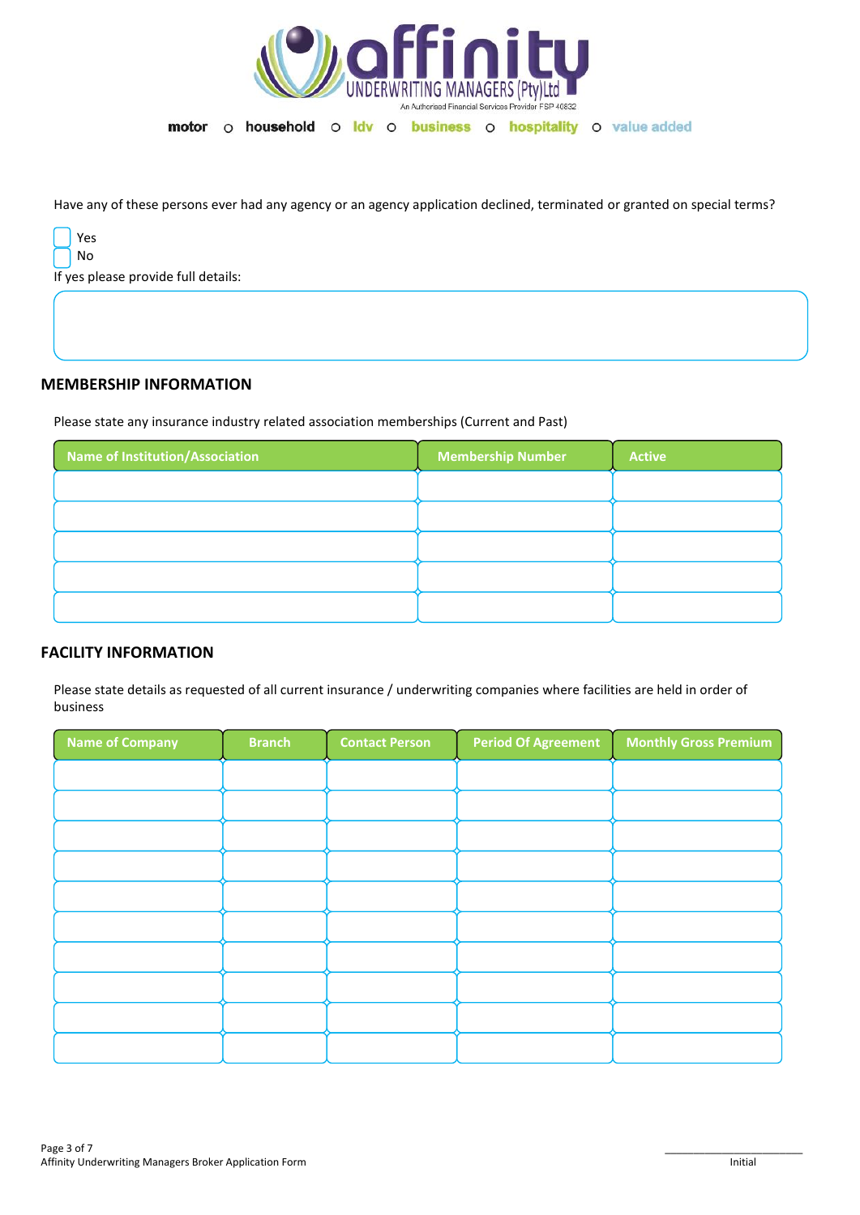Have any of these persons ever had any agency or an agency application declined, terminated or granted on special terms?

- [ ] Yes
- [ ] No

If yes please provide full details:

## MEMBERSHIP INFORMATION

Please state any insurance industry related association memberships (Current and Past)

| Name of Institution/Association | Membership Number | Active |
|---|---|---|
| | | |
| | | |
| | | |
| | | |
| | | |

## FACILITY INFORMATION

Please state details as requested of all current insurance / underwriting companies where facilities are held in order of business

| Name of Company | Branch | Contact Person | Period Of Agreement | Monthly Gross Premium |
|---|---|---|---|---|
| | | | | |
| | | | | |
| | | | | |
| | | | | |
| | | | | |
| | | | | |
| | | | | |
| | | | | |
| | | | | |
| | | | | |

_______________________
Initial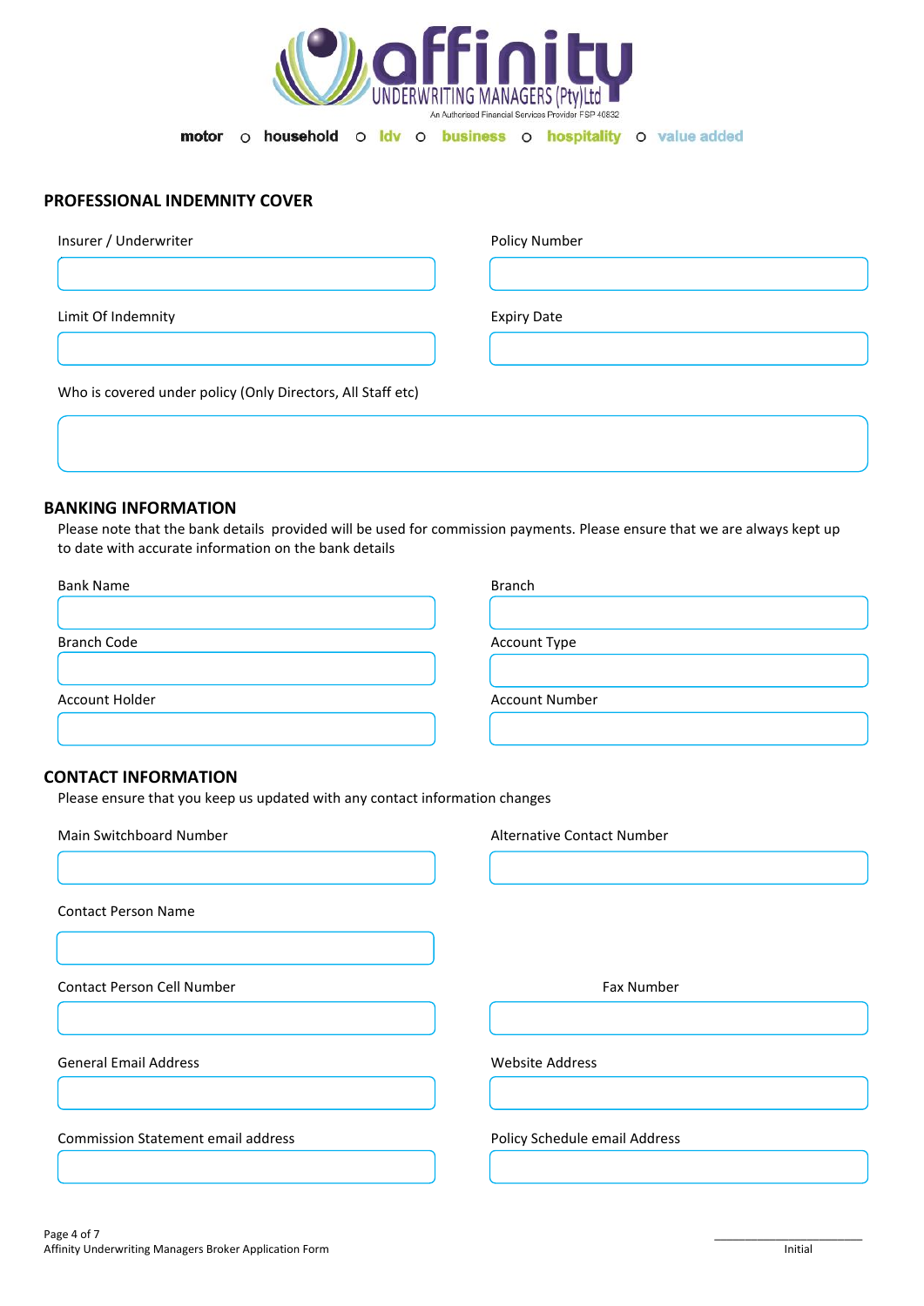affinity UNDERWRITING MANAGERS (Pty)Ltd
An Authorised Financial Services Provider FSP 40832

motor ○ household ○ ldv ○ business ○ hospitality ○ value added

## PROFESSIONAL INDEMNITY COVER

Insurer / Underwriter

Policy Number

Limit Of Indemnity

Expiry Date

Who is covered under policy (Only Directors, All Staff etc)

## BANKING INFORMATION

Please note that the bank details provided will be used for commission payments. Please ensure that we are always kept up to date with accurate information on the bank details

Bank Name

Branch

Branch Code

Account Type

Account Holder

Account Number

## CONTACT INFORMATION

Please ensure that you keep us updated with any contact information changes

Main Switchboard Number

Alternative Contact Number

Contact Person Name

Contact Person Cell Number

Fax Number

General Email Address

Website Address

Commission Statement email address

Policy Schedule email Address

Affinity Underwriting Managers Broker Application Form

______________________
Initial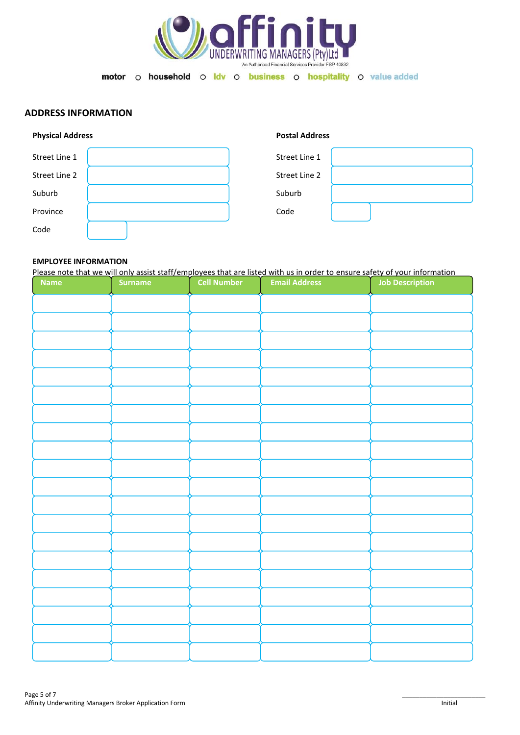affinity UNDERWRITING MANAGERS (Pty)Ltd

An Authorised Financial Services Provider FSP 40832

motor o household o ldv o business o hospitality o value added

## ADDRESS INFORMATION

**Physical Address**

| | |
|---|---|
| Street Line 1 | |
| Street Line 2 | |
| Suburb | |
| Province | |
| Code | |

**Postal Address**

| | |
|---|---|
| Street Line 1 | |
| Street Line 2 | |
| Suburb | |
| Code | |

### EMPLOYEE INFORMATION

Please note that we will only assist staff/employees that are listed with us in order to ensure safety of your information

| Name | Surname | Cell Number | Email Address | Job Description |
|---|---|---|---|---|
| | | | | |
| | | | | |
| | | | | |
| | | | | |
| | | | | |
| | | | | |
| | | | | |
| | | | | |
| | | | | |
| | | | | |
| | | | | |
| | | | | |
| | | | | |
| | | | | |
| | | | | |
| | | | | |
| | | | | |
| | | | | |
| | | | | |
| | | | | |

Affinity Underwriting Managers Broker Application Form

\_\_\_\_\_\_\_\_\_\_\_\_\_\_\_\_\_\_\_\_\_\_\_\_
Initial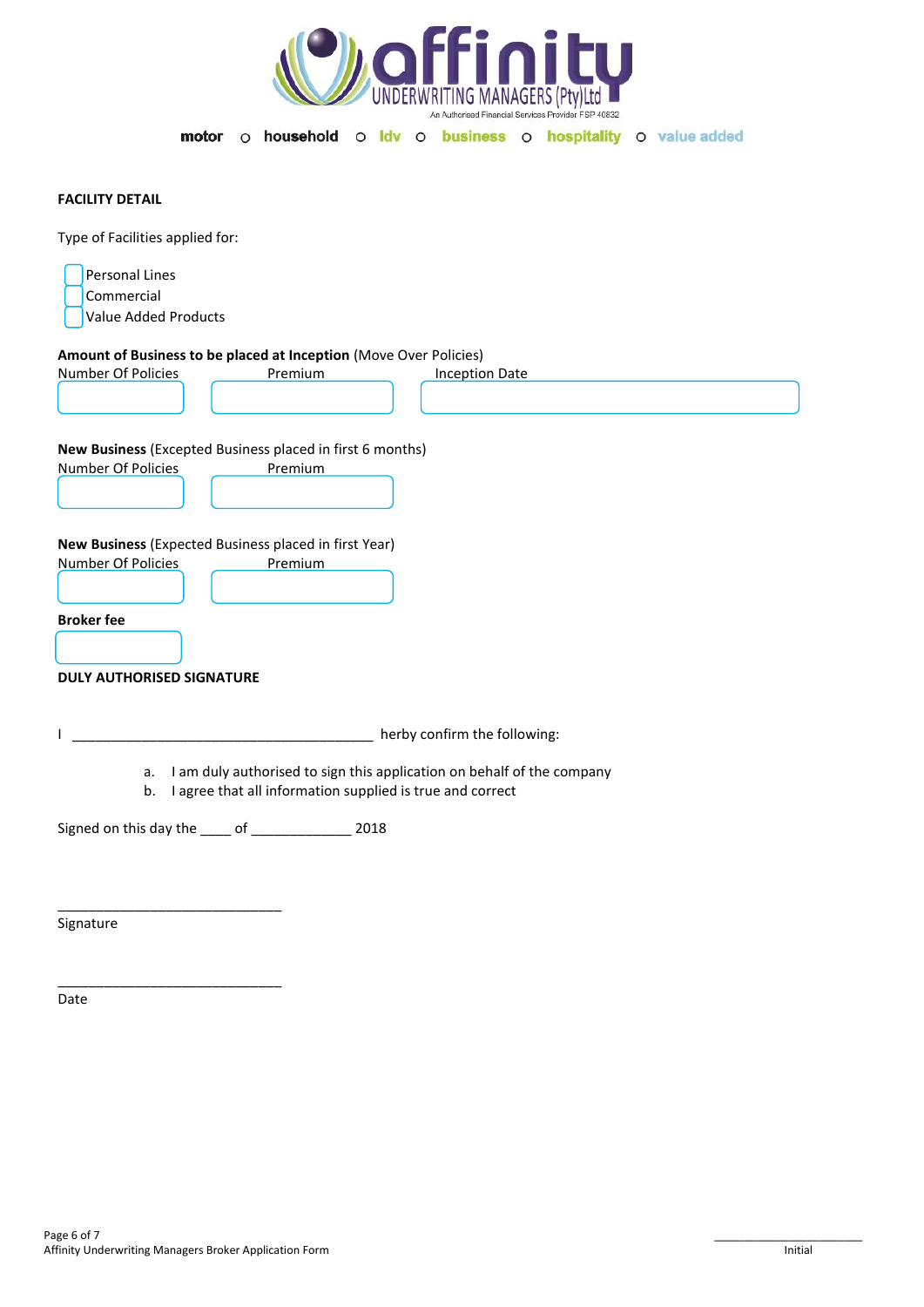motor ○ household ○ ldv ○ business ○ hospitality ○ value added

## FACILITY DETAIL

Type of Facilities applied for:

- ☐ Personal Lines
- ☐ Commercial
- ☐ Value Added Products

**Amount of Business to be placed at Inception** (Move Over Policies)

| Number Of Policies | Premium | Inception Date |
|---|---|---|
| | | |

**New Business** (Excepted Business placed in first 6 months)

| Number Of Policies | Premium |
|---|---|
| | |

**New Business** (Expected Business placed in first Year)

| Number Of Policies | Premium |
|---|---|
| | |

**Broker fee**

| |
|---|
| |

## DULY AUTHORISED SIGNATURE

I ________________________________________ herby confirm the following:

a. I am duly authorised to sign this application on behalf of the company
b. I agree that all information supplied is true and correct

Signed on this day the ____ of _____________ 2018

______________________________
Signature

______________________________
Date

Affinity Underwriting Managers Broker Application Form

______________________
Initial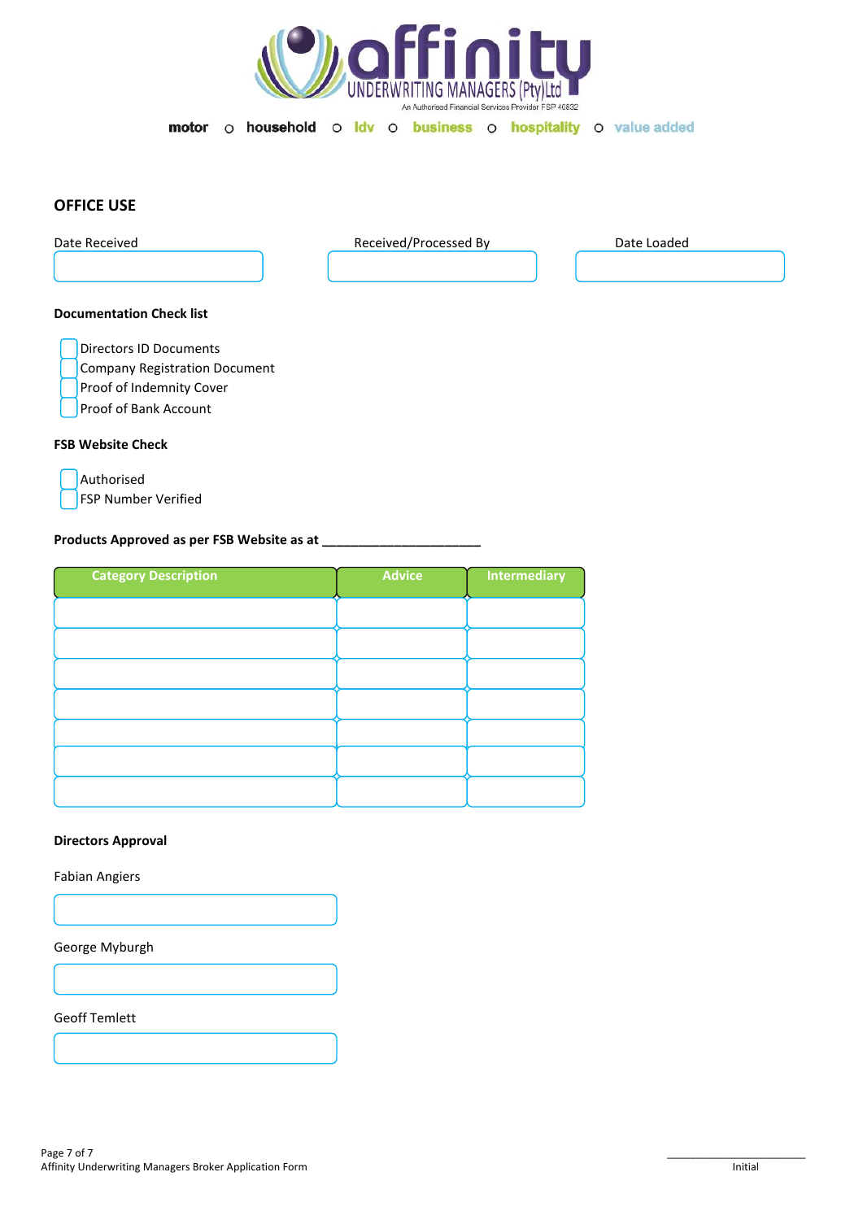affinity UNDERWRITING MANAGERS (Pty)Ltd
An Authorised Financial Services Provider FSP 40832

**motor** ○ **household** ○ **ldv** ○ **business** ○ **hospitality** ○ **value added**

## OFFICE USE

| Date Received | Received/Processed By | Date Loaded |
|---|---|---|
| | | |

### Documentation Check list

- ☐ Directors ID Documents
- ☐ Company Registration Document
- ☐ Proof of Indemnity Cover
- ☐ Proof of Bank Account

### FSB Website Check

- ☐ Authorised
- ☐ FSP Number Verified

**Products Approved as per FSB Website as at \_\_\_\_\_\_\_\_\_\_\_\_\_\_\_\_\_\_\_\_\_\_\_\_**

| Category Description | Advice | Intermediary |
|---|---|---|
| | | |
| | | |
| | | |
| | | |
| | | |
| | | |
| | | |

### Directors Approval

Fabian Angiers

\_\_\_\_\_\_\_\_\_\_\_\_\_\_\_\_\_\_\_\_\_\_\_\_

George Myburgh

\_\_\_\_\_\_\_\_\_\_\_\_\_\_\_\_\_\_\_\_\_\_\_\_

Geoff Temlett

\_\_\_\_\_\_\_\_\_\_\_\_\_\_\_\_\_\_\_\_\_\_\_\_

\_\_\_\_\_\_\_\_\_\_\_\_\_\_\_\_\_\_\_\_\_\_\_\_
Initial